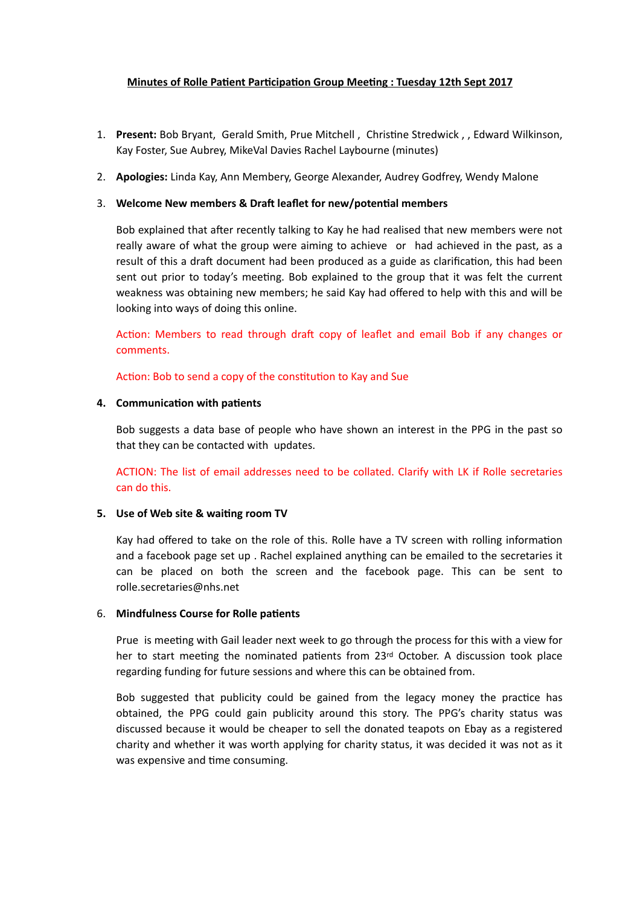# Minutes of Rolle Patient Participation Group Meeting : Tuesday 12th Sept 2017

1. **Present:** Bob Bryant, Gerald Smith, Prue Mitchell , Christine Stredwick , , Edward Wilkinson, Kay Foster, Sue Aubrey, MikeVal Davies Rachel Laybourne (minutes)

2. **Apologies:** Linda Kay, Ann Membery, George Alexander, Audrey Godfrey, Wendy Malone

3. **Welcome New members & Draft leaflet for new/potential members**

   Bob explained that after recently talking to Kay he had realised that new members were not really aware of what the group were aiming to achieve or had achieved in the past, as a result of this a draft document had been produced as a guide as clarification, this had been sent out prior to today's meeting. Bob explained to the group that it was felt the current weakness was obtaining new members; he said Kay had offered to help with this and will be looking into ways of doing this online.

   Action: Members to read through draft copy of leaflet and email Bob if any changes or comments.

   Action: Bob to send a copy of the constitution to Kay and Sue

4. **Communication with patients**

   Bob suggests a data base of people who have shown an interest in the PPG in the past so that they can be contacted with updates.

   ACTION: The list of email addresses need to be collated. Clarify with LK if Rolle secretaries can do this.

5. **Use of Web site & waiting room TV**

   Kay had offered to take on the role of this. Rolle have a TV screen with rolling information and a facebook page set up . Rachel explained anything can be emailed to the secretaries it can be placed on both the screen and the facebook page. This can be sent to rolle.secretaries@nhs.net

6. **Mindfulness Course for Rolle patients**

   Prue is meeting with Gail leader next week to go through the process for this with a view for her to start meeting the nominated patients from 23rd October. A discussion took place regarding funding for future sessions and where this can be obtained from.

   Bob suggested that publicity could be gained from the legacy money the practice has obtained, the PPG could gain publicity around this story. The PPG's charity status was discussed because it would be cheaper to sell the donated teapots on Ebay as a registered charity and whether it was worth applying for charity status, it was decided it was not as it was expensive and time consuming.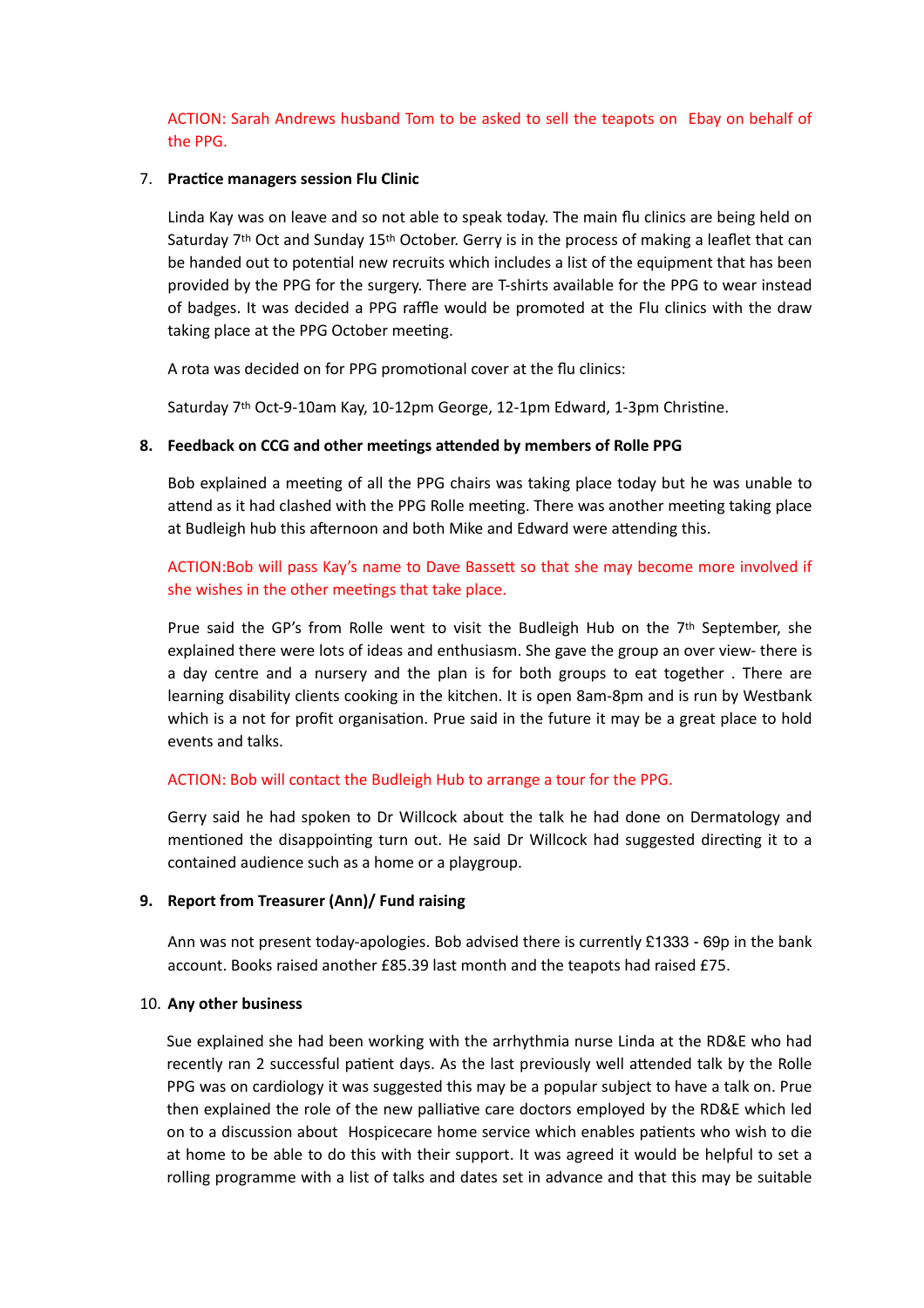ACTION: Sarah Andrews husband Tom to be asked to sell the teapots on Ebay on behalf of the PPG.

7. **Practice managers session Flu Clinic**

   Linda Kay was on leave and so not able to speak today. The main flu clinics are being held on Saturday 7th Oct and Sunday 15th October. Gerry is in the process of making a leaflet that can be handed out to potential new recruits which includes a list of the equipment that has been provided by the PPG for the surgery. There are T-shirts available for the PPG to wear instead of badges. It was decided a PPG raffle would be promoted at the Flu clinics with the draw taking place at the PPG October meeting.

   A rota was decided on for PPG promotional cover at the flu clinics:

   Saturday 7th Oct-9-10am Kay, 10-12pm George, 12-1pm Edward, 1-3pm Christine.

8. **Feedback on CCG and other meetings attended by members of Rolle PPG**

   Bob explained a meeting of all the PPG chairs was taking place today but he was unable to attend as it had clashed with the PPG Rolle meeting. There was another meeting taking place at Budleigh hub this afternoon and both Mike and Edward were attending this.

   ACTION:Bob will pass Kay's name to Dave Bassett so that she may become more involved if she wishes in the other meetings that take place.

   Prue said the GP's from Rolle went to visit the Budleigh Hub on the 7th September, she explained there were lots of ideas and enthusiasm. She gave the group an over view- there is a day centre and a nursery and the plan is for both groups to eat together . There are learning disability clients cooking in the kitchen. It is open 8am-8pm and is run by Westbank which is a not for profit organisation. Prue said in the future it may be a great place to hold events and talks.

   ACTION: Bob will contact the Budleigh Hub to arrange a tour for the PPG.

   Gerry said he had spoken to Dr Willcock about the talk he had done on Dermatology and mentioned the disappointing turn out. He said Dr Willcock had suggested directing it to a contained audience such as a home or a playgroup.

9. **Report from Treasurer (Ann)/ Fund raising**

   Ann was not present today-apologies. Bob advised there is currently £1333 - 69p in the bank account. Books raised another £85.39 last month and the teapots had raised £75.

10. **Any other business**

    Sue explained she had been working with the arrhythmia nurse Linda at the RD&E who had recently ran 2 successful patient days. As the last previously well attended talk by the Rolle PPG was on cardiology it was suggested this may be a popular subject to have a talk on. Prue then explained the role of the new palliative care doctors employed by the RD&E which led on to a discussion about Hospicecare home service which enables patients who wish to die at home to be able to do this with their support. It was agreed it would be helpful to set a rolling programme with a list of talks and dates set in advance and that this may be suitable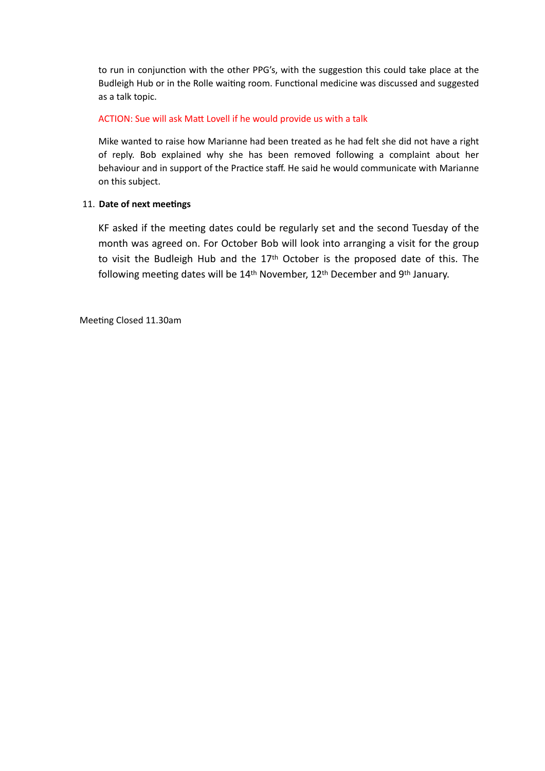to run in conjunction with the other PPG's, with the suggestion this could take place at the Budleigh Hub or in the Rolle waiting room. Functional medicine was discussed and suggested as a talk topic.

ACTION: Sue will ask Matt Lovell if he would provide us with a talk

Mike wanted to raise how Marianne had been treated as he had felt she did not have a right of reply. Bob explained why she has been removed following a complaint about her behaviour and in support of the Practice staff. He said he would communicate with Marianne on this subject.

11. **Date of next meetings**

KF asked if the meeting dates could be regularly set and the second Tuesday of the month was agreed on. For October Bob will look into arranging a visit for the group to visit the Budleigh Hub and the 17th October is the proposed date of this. The following meeting dates will be 14th November, 12th December and 9th January.

Meeting Closed 11.30am